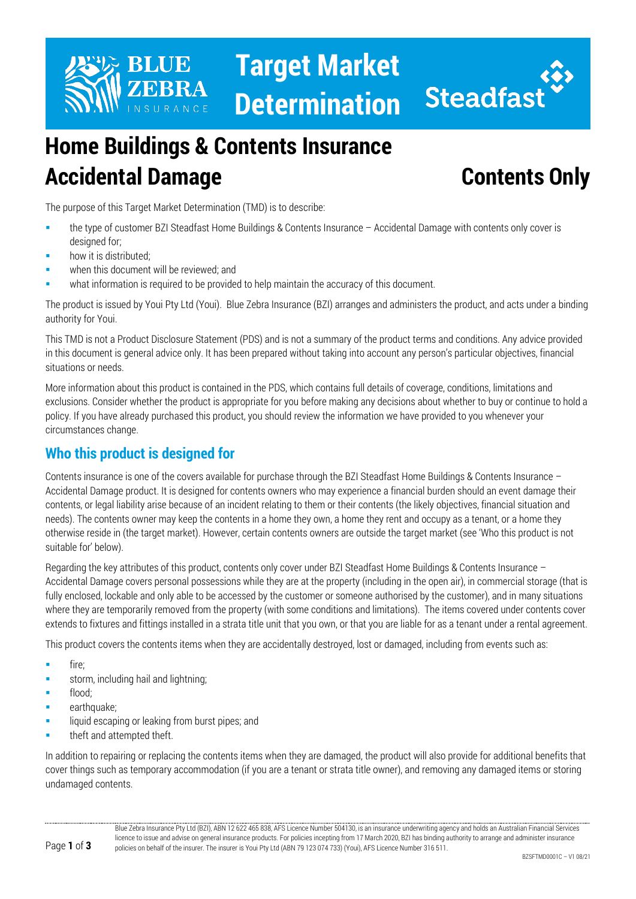# Target Market Determination

# Home Buildings & Contents Insurance Accidental Damage

## Contents Only

The purpose of this Target Market Determination (TMD) is to describe:

- the type of customer BZI Steadfast Home Buildings & Contents Insurance – Accidental Damage with contents only cover is designed for;
- how it is distributed;
- when this document will be reviewed; and
- what information is required to be provided to help maintain the accuracy of this document.

The product is issued by Youi Pty Ltd (Youi). Blue Zebra Insurance (BZI) arranges and administers the product, and acts under a binding authority for Youi.

This TMD is not a Product Disclosure Statement (PDS) and is not a summary of the product terms and conditions. Any advice provided in this document is general advice only. It has been prepared without taking into account any person's particular objectives, financial situations or needs.

More information about this product is contained in the PDS, which contains full details of coverage, conditions, limitations and exclusions. Consider whether the product is appropriate for you before making any decisions about whether to buy or continue to hold a policy. If you have already purchased this product, you should review the information we have provided to you whenever your circumstances change.

## Who this product is designed for

Contents insurance is one of the covers available for purchase through the BZI Steadfast Home Buildings & Contents Insurance – Accidental Damage product. It is designed for contents owners who may experience a financial burden should an event damage their contents, or legal liability arise because of an incident relating to them or their contents (the likely objectives, financial situation and needs). The contents owner may keep the contents in a home they own, a home they rent and occupy as a tenant, or a home they otherwise reside in (the target market). However, certain contents owners are outside the target market (see 'Who this product is not suitable for' below).

Regarding the key attributes of this product, contents only cover under BZI Steadfast Home Buildings & Contents Insurance – Accidental Damage covers personal possessions while they are at the property (including in the open air), in commercial storage (that is fully enclosed, lockable and only able to be accessed by the customer or someone authorised by the customer), and in many situations where they are temporarily removed from the property (with some conditions and limitations). The items covered under contents cover extends to fixtures and fittings installed in a strata title unit that you own, or that you are liable for as a tenant under a rental agreement.

This product covers the contents items when they are accidentally destroyed, lost or damaged, including from events such as:

- fire;
- storm, including hail and lightning;
- flood;
- earthquake;
- liquid escaping or leaking from burst pipes; and
- theft and attempted theft.

In addition to repairing or replacing the contents items when they are damaged, the product will also provide for additional benefits that cover things such as temporary accommodation (if you are a tenant or strata title owner), and removing any damaged items or storing undamaged contents.

Blue Zebra Insurance Pty Ltd (BZI), ABN 12 622 465 838, AFS Licence Number 504130, is an insurance underwriting agency and holds an Australian Financial Services licence to issue and advise on general insurance products. For policies incepting from 17 March 2020, BZI has binding authority to arrange and administer insurance policies on behalf of the insurer. The insurer is Youi Pty Ltd (ABN 79 123 074 733) (Youi), AFS Licence Number 316 511.

BZSFTMD0001C – V1 08/21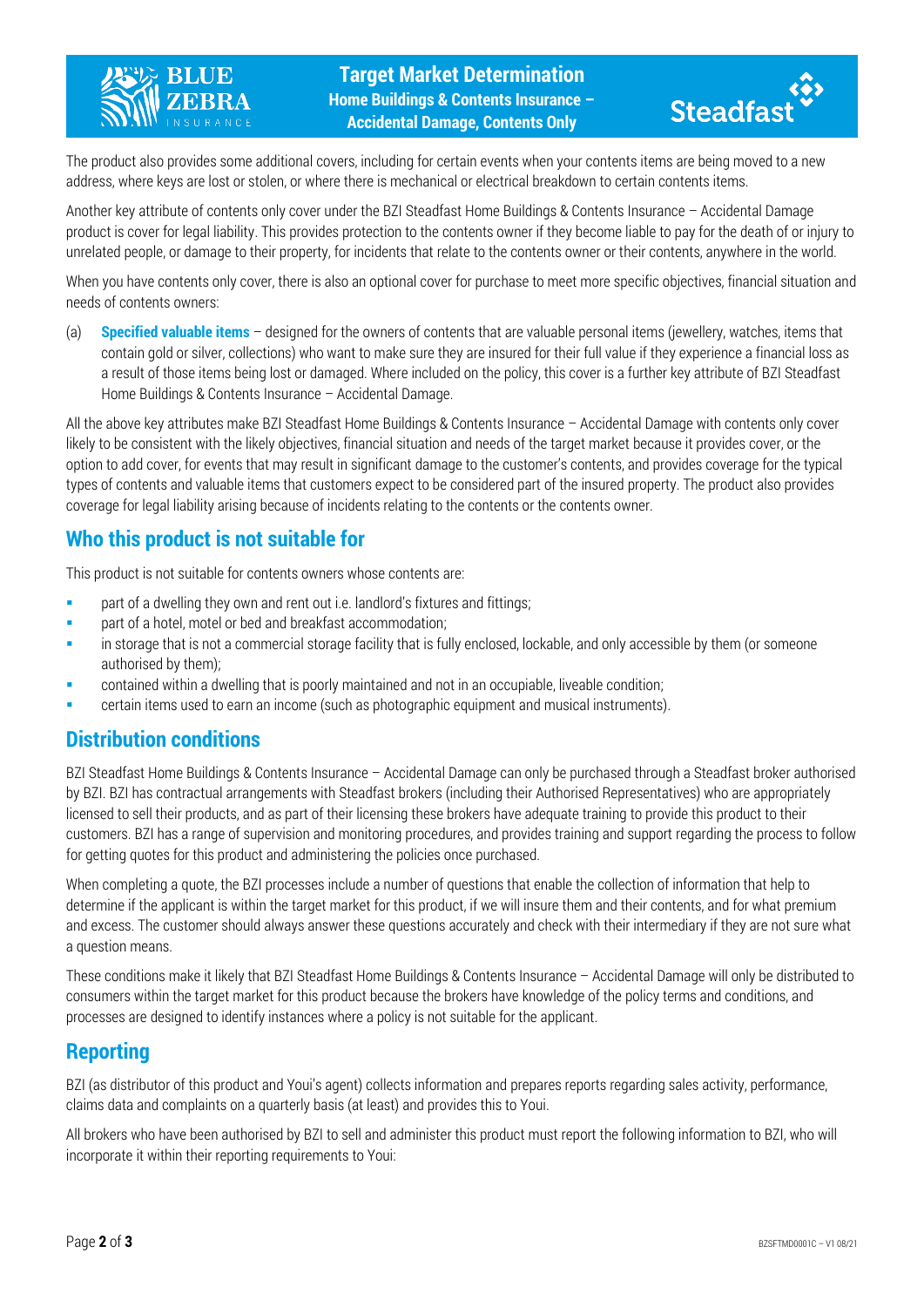The product also provides some additional covers, including for certain events when your contents items are being moved to a new address, where keys are lost or stolen, or where there is mechanical or electrical breakdown to certain contents items.

Another key attribute of contents only cover under the BZI Steadfast Home Buildings & Contents Insurance – Accidental Damage product is cover for legal liability. This provides protection to the contents owner if they become liable to pay for the death of or injury to unrelated people, or damage to their property, for incidents that relate to the contents owner or their contents, anywhere in the world.

When you have contents only cover, there is also an optional cover for purchase to meet more specific objectives, financial situation and needs of contents owners:

(a) **Specified valuable items** – designed for the owners of contents that are valuable personal items (jewellery, watches, items that contain gold or silver, collections) who want to make sure they are insured for their full value if they experience a financial loss as a result of those items being lost or damaged. Where included on the policy, this cover is a further key attribute of BZI Steadfast Home Buildings & Contents Insurance – Accidental Damage.

All the above key attributes make BZI Steadfast Home Buildings & Contents Insurance – Accidental Damage with contents only cover likely to be consistent with the likely objectives, financial situation and needs of the target market because it provides cover, or the option to add cover, for events that may result in significant damage to the customer's contents, and provides coverage for the typical types of contents and valuable items that customers expect to be considered part of the insured property. The product also provides coverage for legal liability arising because of incidents relating to the contents or the contents owner.

## Who this product is not suitable for

This product is not suitable for contents owners whose contents are:

- part of a dwelling they own and rent out i.e. landlord's fixtures and fittings;
- part of a hotel, motel or bed and breakfast accommodation;
- in storage that is not a commercial storage facility that is fully enclosed, lockable, and only accessible by them (or someone authorised by them);
- contained within a dwelling that is poorly maintained and not in an occupiable, liveable condition;
- certain items used to earn an income (such as photographic equipment and musical instruments).

## Distribution conditions

BZI Steadfast Home Buildings & Contents Insurance – Accidental Damage can only be purchased through a Steadfast broker authorised by BZI. BZI has contractual arrangements with Steadfast brokers (including their Authorised Representatives) who are appropriately licensed to sell their products, and as part of their licensing these brokers have adequate training to provide this product to their customers. BZI has a range of supervision and monitoring procedures, and provides training and support regarding the process to follow for getting quotes for this product and administering the policies once purchased.

When completing a quote, the BZI processes include a number of questions that enable the collection of information that help to determine if the applicant is within the target market for this product, if we will insure them and their contents, and for what premium and excess. The customer should always answer these questions accurately and check with their intermediary if they are not sure what a question means.

These conditions make it likely that BZI Steadfast Home Buildings & Contents Insurance – Accidental Damage will only be distributed to consumers within the target market for this product because the brokers have knowledge of the policy terms and conditions, and processes are designed to identify instances where a policy is not suitable for the applicant.

## Reporting

BZI (as distributor of this product and Youi's agent) collects information and prepares reports regarding sales activity, performance, claims data and complaints on a quarterly basis (at least) and provides this to Youi.

All brokers who have been authorised by BZI to sell and administer this product must report the following information to BZI, who will incorporate it within their reporting requirements to Youi: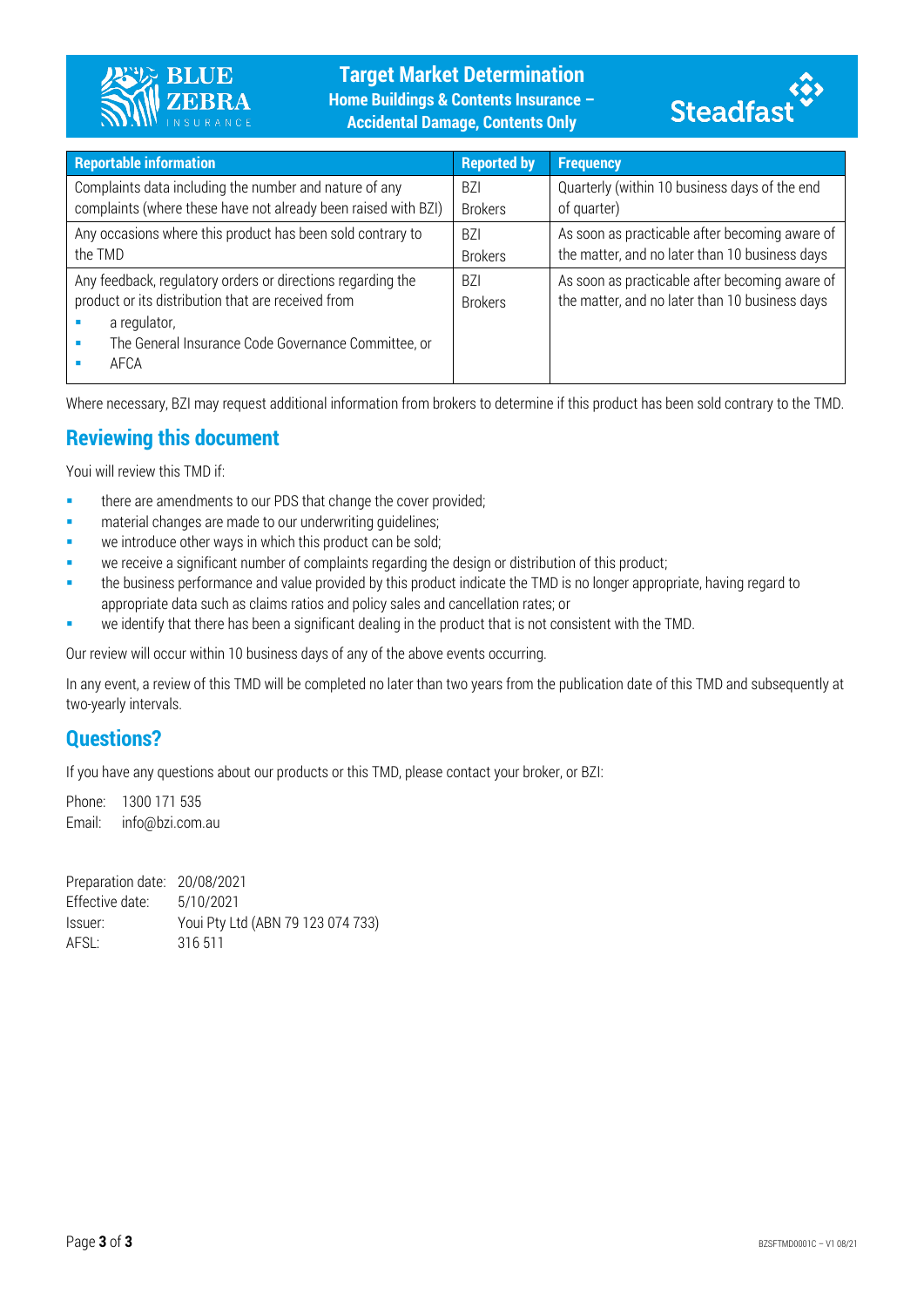| Reportable information | Reported by | Frequency |
| --- | --- | --- |
| Complaints data including the number and nature of any complaints (where these have not already been raised with BZI) | BZI Brokers | Quarterly (within 10 business days of the end of quarter) |
| Any occasions where this product has been sold contrary to the TMD | BZI Brokers | As soon as practicable after becoming aware of the matter, and no later than 10 business days |
| Any feedback, regulatory orders or directions regarding the product or its distribution that are received from <br>▪ a regulator, <br>▪ The General Insurance Code Governance Committee, or <br>▪ AFCA | BZI Brokers | As soon as practicable after becoming aware of the matter, and no later than 10 business days |

Where necessary, BZI may request additional information from brokers to determine if this product has been sold contrary to the TMD.

## Reviewing this document

Youi will review this TMD if:

- there are amendments to our PDS that change the cover provided;
- material changes are made to our underwriting guidelines;
- we introduce other ways in which this product can be sold;
- we receive a significant number of complaints regarding the design or distribution of this product;
- the business performance and value provided by this product indicate the TMD is no longer appropriate, having regard to appropriate data such as claims ratios and policy sales and cancellation rates; or
- we identify that there has been a significant dealing in the product that is not consistent with the TMD.

Our review will occur within 10 business days of any of the above events occurring.

In any event, a review of this TMD will be completed no later than two years from the publication date of this TMD and subsequently at two-yearly intervals.

## Questions?

If you have any questions about our products or this TMD, please contact your broker, or BZI:

Phone: 1300 171 535
Email: info@bzi.com.au

Preparation date: 20/08/2021
Effective date: 5/10/2021
Issuer: Youi Pty Ltd (ABN 79 123 074 733)
AFSL: 316 511